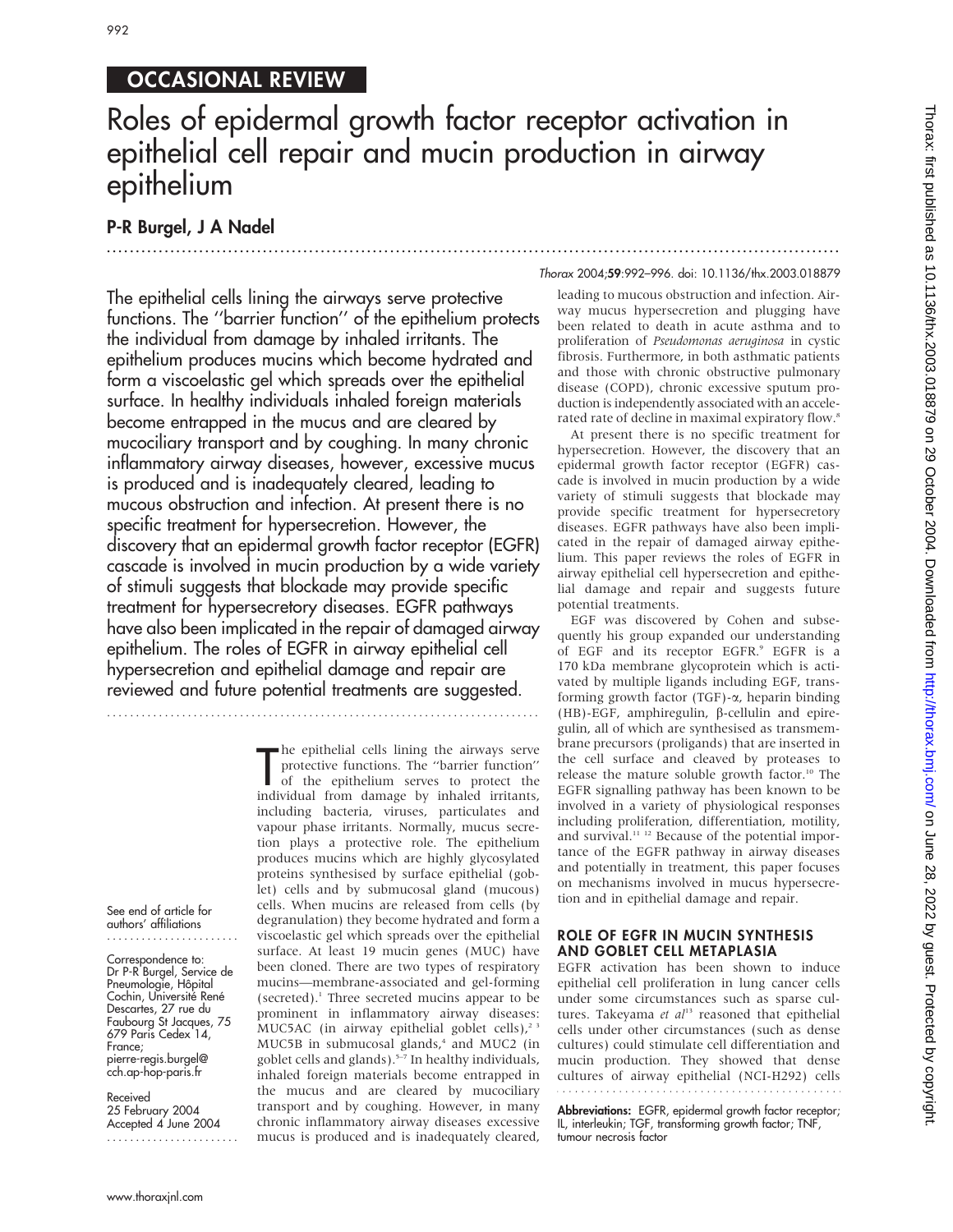OCCASIONAL REVIEW

# Roles of epidermal growth factor receptor activation in epithelial cell repair and mucin production in airway epithelium

**P-R Burgel, J A Nadel**

*Thorax* 2004;**59**:992–996. doi: 10.1136/thx.2003.018879

The epithelial cells lining the airways serve protective functions. The ''barrier function'' of the epithelium protects the individual from damage by inhaled irritants. The epithelium produces mucins which become hydrated and form a viscoelastic gel which spreads over the epithelial surface. In healthy individuals inhaled foreign materials become entrapped in the mucus and are cleared by mucociliary transport and by coughing. In many chronic inflammatory airway diseases, however, excessive mucus is produced and is inadequately cleared, leading to mucous obstruction and infection. At present there is no specific treatment for hypersecretion. However, the discovery that an epidermal growth factor receptor (EGFR) cascade is involved in mucin production by a wide variety of stimuli suggests that blockade may provide specific treatment for hypersecretory diseases. EGFR pathways have also been implicated in the repair of damaged airway epithelium. The roles of EGFR in airway epithelial cell hypersecretion and epithelial damage and repair are reviewed and future potential treatments are suggested.

See end of article for authors' affiliations

Correspondence to: Dr P-R Burgel, Service de Pneumologie, Hôpital Cochin, Université René Descartes, 27 rue du Faubourg St Jacques, 75 679 Paris Cedex 14, France; pierre-regis.burgel@cch.ap-hop-paris.fr

Received 25 February 2004
Accepted 4 June 2004

The epithelial cells lining the airways serve protective functions. The ''barrier function'' of the epithelium serves to protect the individual from damage by inhaled irritants, including bacteria, viruses, particulates and vapour phase irritants. Normally, mucus secretion plays a protective role. The epithelium produces mucins which are highly glycosylated proteins synthesised by surface epithelial (goblet) cells and by submucosal gland (mucous) cells. When mucins are released from cells (by degranulation) they become hydrated and form a viscoelastic gel which spreads over the epithelial surface. At least 19 mucin genes (MUC) have been cloned. There are two types of respiratory mucins—membrane-associated and gel-forming (secreted).[1] Three secreted mucins appear to be prominent in inflammatory airway diseases: MUC5AC (in airway epithelial goblet cells),[2 3] MUC5B in submucosal glands,[4] and MUC2 (in goblet cells and glands).[5–7] In healthy individuals, inhaled foreign materials become entrapped in the mucus and are cleared by mucociliary transport and by coughing. However, in many chronic inflammatory airway diseases excessive mucus is produced and is inadequately cleared, leading to mucous obstruction and infection. Airway mucus hypersecretion and plugging have been related to death in acute asthma and to proliferation of *Pseudomonas aeruginosa* in cystic fibrosis. Furthermore, in both asthmatic patients and those with chronic obstructive pulmonary disease (COPD), chronic excessive sputum production is independently associated with an accelerated rate of decline in maximal expiratory flow.[8]

At present there is no specific treatment for hypersecretion. However, the discovery that an epidermal growth factor receptor (EGFR) cascade is involved in mucin production by a wide variety of stimuli suggests that blockade may provide specific treatment for hypersecretory diseases. EGFR pathways have also been implicated in the repair of damaged airway epithelium. This paper reviews the roles of EGFR in airway epithelial cell hypersecretion and epithelial damage and repair and suggests future potential treatments.

EGF was discovered by Cohen and subsequently his group expanded our understanding of EGF and its receptor EGFR.[9] EGFR is a 170 kDa membrane glycoprotein which is activated by multiple ligands including EGF, transforming growth factor (TGF)-α, heparin binding (HB)-EGF, amphiregulin, β-cellulin and epiregulin, all of which are synthesised as transmembrane precursors (proligands) that are inserted in the cell surface and cleaved by proteases to release the mature soluble growth factor.[10] The EGFR signalling pathway has been known to be involved in a variety of physiological responses including proliferation, differentiation, motility, and survival.[11 12] Because of the potential importance of the EGFR pathway in airway diseases and potentially in treatment, this paper focuses on mechanisms involved in mucus hypersecretion and in epithelial damage and repair.

## ROLE OF EGFR IN MUCIN SYNTHESIS AND GOBLET CELL METAPLASIA

EGFR activation has been shown to induce epithelial cell proliferation in lung cancer cells under some circumstances such as sparse cultures. Takeyama *et al*[13] reasoned that epithelial cells under other circumstances (such as dense cultures) could stimulate cell differentiation and mucin production. They showed that dense cultures of airway epithelial (NCI-H292) cells

**Abbreviations:** EGFR, epidermal growth factor receptor; IL, interleukin; TGF, transforming growth factor; TNF, tumour necrosis factor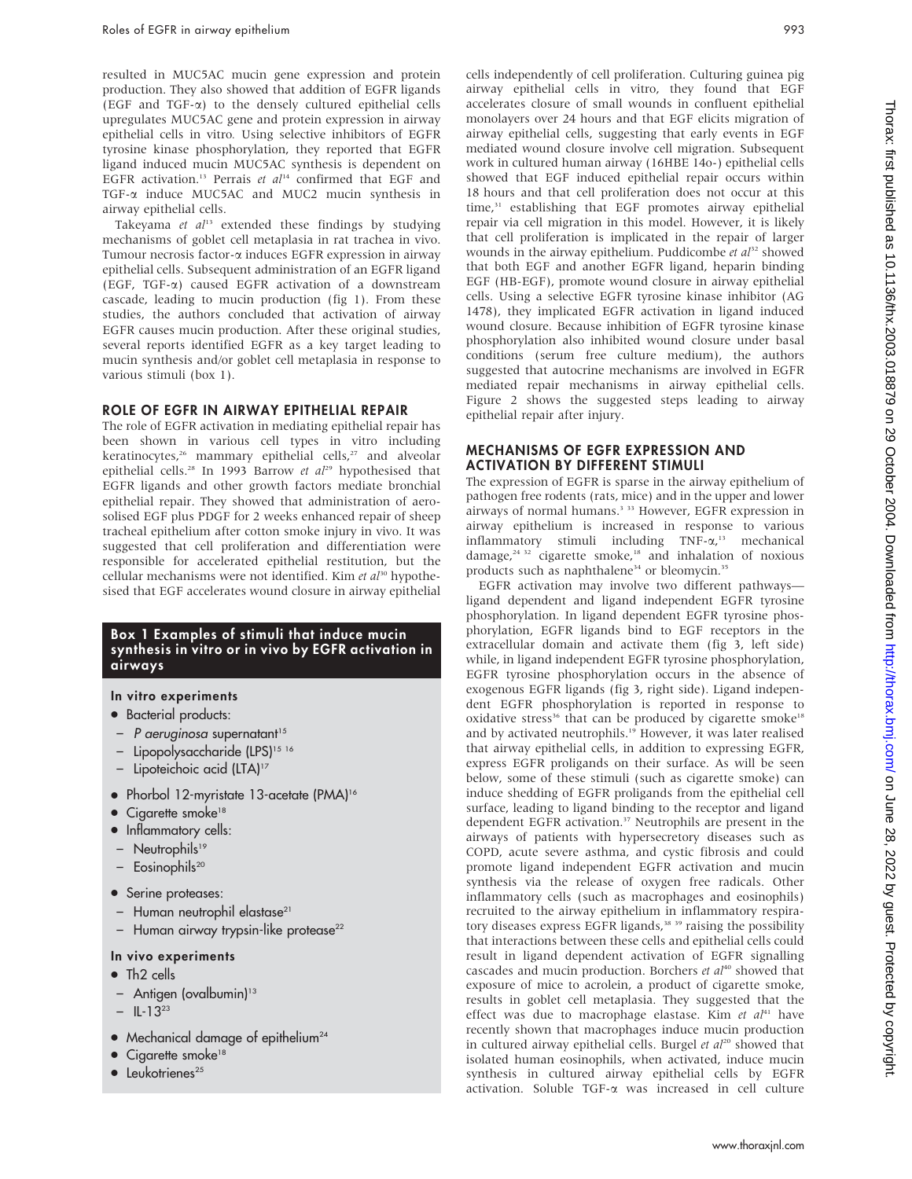resulted in MUC5AC mucin gene expression and protein production. They also showed that addition of EGFR ligands (EGF and TGF-α) to the densely cultured epithelial cells upregulates MUC5AC gene and protein expression in airway epithelial cells in vitro. Using selective inhibitors of EGFR tyrosine kinase phosphorylation, they reported that EGFR ligand induced mucin MUC5AC synthesis is dependent on EGFR activation.[13] Perrais *et al*[14] confirmed that EGF and TGF-α induce MUC5AC and MUC2 mucin synthesis in airway epithelial cells.

Takeyama *et al*[13] extended these findings by studying mechanisms of goblet cell metaplasia in rat trachea in vivo. Tumour necrosis factor-α induces EGFR expression in airway epithelial cells. Subsequent administration of an EGFR ligand (EGF, TGF-α) caused EGFR activation of a downstream cascade, leading to mucin production (fig 1). From these studies, the authors concluded that activation of airway EGFR causes mucin production. After these original studies, several reports identified EGFR as a key target leading to mucin synthesis and/or goblet cell metaplasia in response to various stimuli (box 1).

## ROLE OF EGFR IN AIRWAY EPITHELIAL REPAIR

The role of EGFR activation in mediating epithelial repair has been shown in various cell types in vitro including keratinocytes,[26] mammary epithelial cells,[27] and alveolar epithelial cells.[28] In 1993 Barrow *et al*[29] hypothesised that EGFR ligands and other growth factors mediate bronchial epithelial repair. They showed that administration of aerosolised EGF plus PDGF for 2 weeks enhanced repair of sheep tracheal epithelium after cotton smoke injury in vivo. It was suggested that cell proliferation and differentiation were responsible for accelerated epithelial restitution, but the cellular mechanisms were not identified. Kim *et al*[30] hypothesised that EGF accelerates wound closure in airway epithelial cells independently of cell proliferation. Culturing guinea pig airway epithelial cells in vitro, they found that EGF accelerates closure of small wounds in confluent epithelial monolayers over 24 hours and that EGF elicits migration of airway epithelial cells, suggesting that early events in EGF mediated wound closure involve cell migration. Subsequent work in cultured human airway (16HBE 14o-) epithelial cells showed that EGF induced epithelial repair occurs within 18 hours and that cell proliferation does not occur at this time,[31] establishing that EGF promotes airway epithelial repair via cell migration in this model. However, it is likely that cell proliferation is implicated in the repair of larger wounds in the airway epithelium. Puddicombe *et al*[32] showed that both EGF and another EGFR ligand, heparin binding EGF (HB-EGF), promote wound closure in airway epithelial cells. Using a selective EGFR tyrosine kinase inhibitor (AG 1478), they implicated EGFR activation in ligand induced wound closure. Because inhibition of EGFR tyrosine kinase phosphorylation also inhibited wound closure under basal conditions (serum free culture medium), the authors suggested that autocrine mechanisms are involved in EGFR mediated repair mechanisms in airway epithelial cells. Figure 2 shows the suggested steps leading to airway epithelial repair after injury.

### Box 1 Examples of stimuli that induce mucin synthesis in vitro or in vivo by EGFR activation in airways

**In vitro experiments**

- Bacterial products:
  - *P aeruginosa* supernatant[15]
  - Lipopolysaccharide (LPS)[15,16]
  - Lipoteichoic acid (LTA)[17]
- Phorbol 12-myristate 13-acetate (PMA)[16]
- Cigarette smoke[18]
- Inflammatory cells:
  - Neutrophils[19]
  - Eosinophils[20]
- Serine proteases:
  - Human neutrophil elastase[21]
  - Human airway trypsin-like protease[22]

**In vivo experiments**

- Th2 cells
  - Antigen (ovalbumin)[13]
  - IL-13[23]
- Mechanical damage of epithelium[24]
- Cigarette smoke[18]
- Leukotrienes[25]

## MECHANISMS OF EGFR EXPRESSION AND ACTIVATION BY DIFFERENT STIMULI

The expression of EGFR is sparse in the airway epithelium of pathogen free rodents (rats, mice) and in the upper and lower airways of normal humans.[3,33] However, EGFR expression in airway epithelium is increased in response to various inflammatory stimuli including TNF-α,[13] mechanical damage,[24,32] cigarette smoke,[18] and inhalation of noxious products such as naphthalene[34] or bleomycin.[35]

EGFR activation may involve two different pathways—ligand dependent and ligand independent EGFR tyrosine phosphorylation. In ligand dependent EGFR tyrosine phosphorylation, EGFR ligands bind to EGF receptors in the extracellular domain and activate them (fig 3, left side) while, in ligand independent EGFR tyrosine phosphorylation, EGFR tyrosine phosphorylation occurs in the absence of exogenous EGFR ligands (fig 3, right side). Ligand independent EGFR phosphorylation is reported in response to oxidative stress[36] that can be produced by cigarette smoke[18] and by activated neutrophils.[19] However, it was later realised that airway epithelial cells, in addition to expressing EGFR, express EGFR proligands on their surface. As will be seen below, some of these stimuli (such as cigarette smoke) can induce shedding of EGFR proligands from the epithelial cell surface, leading to ligand binding to the receptor and ligand dependent EGFR activation.[37] Neutrophils are present in the airways of patients with hypersecretory diseases such as COPD, acute severe asthma, and cystic fibrosis and could promote ligand independent EGFR activation and mucin synthesis via the release of oxygen free radicals. Other inflammatory cells (such as macrophages and eosinophils) recruited to the airway epithelium in inflammatory respiratory diseases express EGFR ligands,[38,39] raising the possibility that interactions between these cells and epithelial cells could result in ligand dependent activation of EGFR signalling cascades and mucin production. Borchers *et al*[40] showed that exposure of mice to acrolein, a product of cigarette smoke, results in goblet cell metaplasia. They suggested that the effect was due to macrophage elastase. Kim *et al*[41] have recently shown that macrophages induce mucin production in cultured airway epithelial cells. Burgel *et al*[20] showed that isolated human eosinophils, when activated, induce mucin synthesis in cultured airway epithelial cells by EGFR activation. Soluble TGF-α was increased in cell culture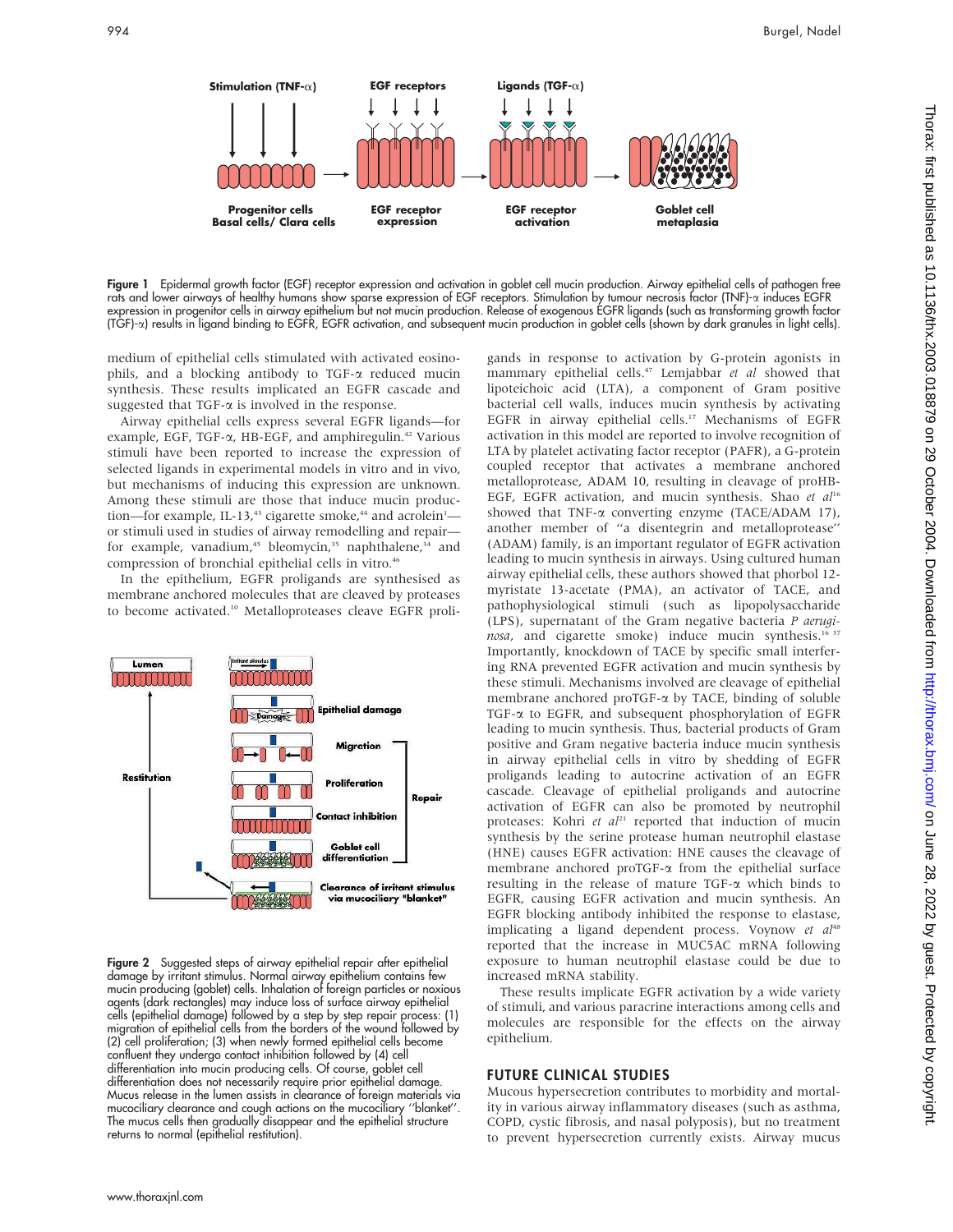Figure 1 Epidermal growth factor (EGF) receptor expression and activation in goblet cell mucin production. Airway epithelial cells of pathogen free rats and lower airways of healthy humans show sparse expression of EGF receptors. Stimulation by tumour necrosis factor (TNF)-α induces EGFR expression in progenitor cells in airway epithelium but not mucin production. Release of exogenous EGFR ligands (such as transforming growth factor (TGF)-α) results in ligand binding to EGFR, EGFR activation, and subsequent mucin production in goblet cells (shown by dark granules in light cells).

medium of epithelial cells stimulated with activated eosinophils, and a blocking antibody to TGF-α reduced mucin synthesis. These results implicated an EGFR cascade and suggested that TGF-α is involved in the response.

Airway epithelial cells express several EGFR ligands—for example, EGF, TGF-α, HB-EGF, and amphiregulin.[42] Various stimuli have been reported to increase the expression of selected ligands in experimental models in vitro and in vivo, but mechanisms of inducing this expression are unknown. Among these stimuli are those that induce mucin production—for example, IL-13,[43] cigarette smoke,[44] and acrolein[1]—or stimuli used in studies of airway remodelling and repair—for example, vanadium,[45] bleomycin,[35] naphthalene,[34] and compression of bronchial epithelial cells in vitro.[46]

In the epithelium, EGFR proligands are synthesised as membrane anchored molecules that are cleaved by proteases to become activated.[10] Metalloproteases cleave EGFR proligands in response to activation by G-protein agonists in mammary epithelial cells.[47] Lemjabbar *et al* showed that lipoteichoic acid (LTA), a component of Gram positive bacterial cell walls, induces mucin synthesis by activating EGFR in airway epithelial cells.[17] Mechanisms of EGFR activation in this model are reported to involve recognition of LTA by platelet activating factor receptor (PAFR), a G-protein coupled receptor that activates a membrane anchored metalloprotease, ADAM 10, resulting in cleavage of proHB-EGF, EGFR activation, and mucin synthesis. Shao *et al*[16] showed that TNF-α converting enzyme (TACE/ADAM 17), another member of "a disentegrin and metalloprotease" (ADAM) family, is an important regulator of EGFR activation leading to mucin synthesis in airways. Using cultured human airway epithelial cells, these authors showed that phorbol 12-myristate 13-acetate (PMA), an activator of TACE, and pathophysiological stimuli (such as lipopolysaccharide (LPS), supernatant of the Gram negative bacteria *P aeruginosa*, and cigarette smoke) induce mucin synthesis.[16,37] Importantly, knockdown of TACE by specific small interfering RNA prevented EGFR activation and mucin synthesis by these stimuli. Mechanisms involved are cleavage of epithelial membrane anchored proTGF-α by TACE, binding of soluble TGF-α to EGFR, and subsequent phosphorylation of EGFR leading to mucin synthesis. Thus, bacterial products of Gram positive and Gram negative bacteria induce mucin synthesis in airway epithelial cells in vitro by shedding of EGFR proligands leading to autocrine activation of an EGFR cascade. Cleavage of epithelial proligands and autocrine activation of EGFR can also be promoted by neutrophil proteases: Kohri *et al*[21] reported that induction of mucin synthesis by the serine protease human neutrophil elastase (HNE) causes EGFR activation: HNE causes the cleavage of membrane anchored proTGF-α from the epithelial surface resulting in the release of mature TGF-α which binds to EGFR, causing EGFR activation and mucin synthesis. An EGFR blocking antibody inhibited the response to elastase, implicating a ligand dependent process. Voynow *et al*[48] reported that the increase in MUC5AC mRNA following exposure to human neutrophil elastase could be due to increased mRNA stability.

These results implicate EGFR activation by a wide variety of stimuli, and various paracrine interactions among cells and molecules are responsible for the effects on the airway epithelium.

Figure 2 Suggested steps of airway epithelial repair after epithelial damage by irritant stimulus. Normal airway epithelium contains few mucin producing (goblet) cells. Inhalation of foreign particles or noxious agents (dark rectangles) may induce loss of surface airway epithelial cells (epithelial damage) followed by a step by step repair process: (1) migration of epithelial cells from the borders of the wound followed by (2) cell proliferation; (3) when newly formed epithelial cells become confluent they undergo contact inhibition followed by (4) cell differentiation into mucin producing cells. Of course, goblet cell differentiation does not necessarily require prior epithelial damage. Mucus release in the lumen assists in clearance of foreign materials via mucociliary clearance and cough actions on the mucociliary "blanket". The mucus cells then gradually disappear and the epithelial structure returns to normal (epithelial restitution).

## FUTURE CLINICAL STUDIES

Mucous hypersecretion contributes to morbidity and mortality in various airway inflammatory diseases (such as asthma, COPD, cystic fibrosis, and nasal polyposis), but no treatment to prevent hypersecretion currently exists. Airway mucus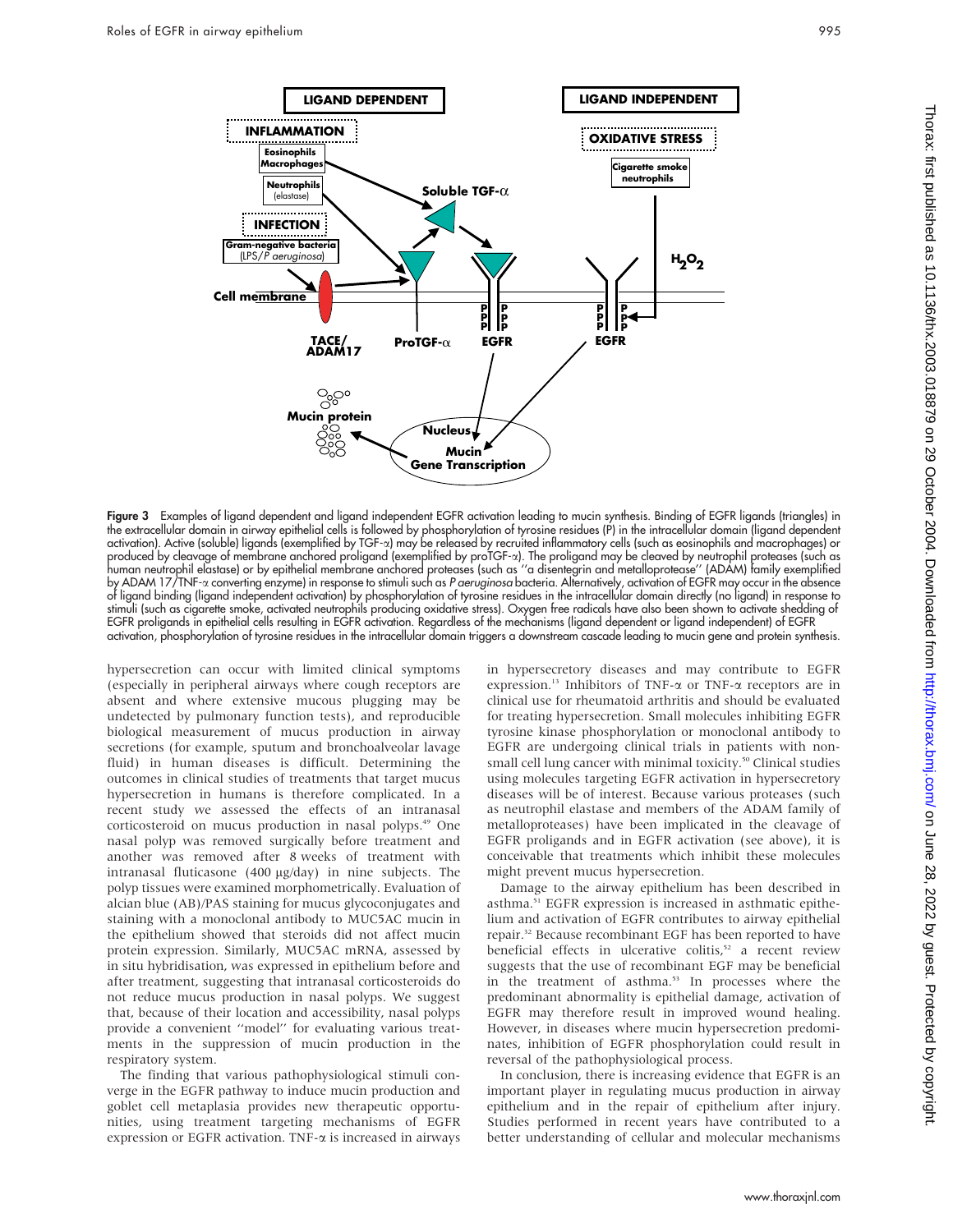Figure 3 Examples of ligand dependent and ligand independent EGFR activation leading to mucin synthesis. Binding of EGFR ligands (triangles) in the extracellular domain in airway epithelial cells is followed by phosphorylation of tyrosine residues (P) in the intracellular domain (ligand dependent activation). Active (soluble) ligands (exemplified by TGF-α) may be released by recruited inflammatory cells (such as eosinophils and macrophages) or produced by cleavage of membrane anchored proligand (exemplified by proTGF-α). The proligand may be cleaved by neutrophil proteases (such as human neutrophil elastase) or by epithelial membrane anchored proteases (such as ''a disentegrin and metalloprotease'' (ADAM) family exemplified by ADAM 17/TNF-α converting enzyme) in response to stimuli such as *P aeruginosa* bacteria. Alternatively, activation of EGFR may occur in the absence of ligand binding (ligand independent activation) by phosphorylation of tyrosine residues in the intracellular domain directly (no ligand) in response to stimuli (such as cigarette smoke, activated neutrophils producing oxidative stress). Oxygen free radicals have also been shown to activate shedding of EGFR proligands in epithelial cells resulting in EGFR activation. Regardless of the mechanisms (ligand dependent or ligand independent) of EGFR activation, phosphorylation of tyrosine residues in the intracellular domain triggers a downstream cascade leading to mucin gene and protein synthesis.

hypersecretion can occur with limited clinical symptoms (especially in peripheral airways where cough receptors are absent and where extensive mucous plugging may be undetected by pulmonary function tests), and reproducible biological measurement of mucus production in airway secretions (for example, sputum and bronchoalveolar lavage fluid) in human diseases is difficult. Determining the outcomes in clinical studies of treatments that target mucus hypersecretion in humans is therefore complicated. In a recent study we assessed the effects of an intranasal corticosteroid on mucus production in nasal polyps.[49] One nasal polyp was removed surgically before treatment and another was removed after 8 weeks of treatment with intranasal fluticasone (400 µg/day) in nine subjects. The polyp tissues were examined morphometrically. Evaluation of alcian blue (AB)/PAS staining for mucus glycoconjugates and staining with a monoclonal antibody to MUC5AC mucin in the epithelium showed that steroids did not affect mucin protein expression. Similarly, MUC5AC mRNA, assessed by in situ hybridisation, was expressed in epithelium before and after treatment, suggesting that intranasal corticosteroids do not reduce mucus production in nasal polyps. We suggest that, because of their location and accessibility, nasal polyps provide a convenient ''model'' for evaluating various treatments in the suppression of mucin production in the respiratory system.

The finding that various pathophysiological stimuli converge in the EGFR pathway to induce mucin production and goblet cell metaplasia provides new therapeutic opportunities, using treatment targeting mechanisms of EGFR expression or EGFR activation. TNF-α is increased in airways in hypersecretory diseases and may contribute to EGFR expression.[13] Inhibitors of TNF-α or TNF-α receptors are in clinical use for rheumatoid arthritis and should be evaluated for treating hypersecretion. Small molecules inhibiting EGFR tyrosine kinase phosphorylation or monoclonal antibody to EGFR are undergoing clinical trials in patients with non-small cell lung cancer with minimal toxicity.[50] Clinical studies using molecules targeting EGFR activation in hypersecretory diseases will be of interest. Because various proteases (such as neutrophil elastase and members of the ADAM family of metalloproteases) have been implicated in the cleavage of EGFR proligands and in EGFR activation (see above), it is conceivable that treatments which inhibit these molecules might prevent mucus hypersecretion.

Damage to the airway epithelium has been described in asthma.[51] EGFR expression is increased in asthmatic epithelium and activation of EGFR contributes to airway epithelial repair.[32] Because recombinant EGF has been reported to have beneficial effects in ulcerative colitis,[52] a recent review suggests that the use of recombinant EGF may be beneficial in the treatment of asthma.[53] In processes where the predominant abnormality is epithelial damage, activation of EGFR may therefore result in improved wound healing. However, in diseases where mucin hypersecretion predominates, inhibition of EGFR phosphorylation could result in reversal of the pathophysiological process.

In conclusion, there is increasing evidence that EGFR is an important player in regulating mucus production in airway epithelium and in the repair of epithelium after injury. Studies performed in recent years have contributed to a better understanding of cellular and molecular mechanisms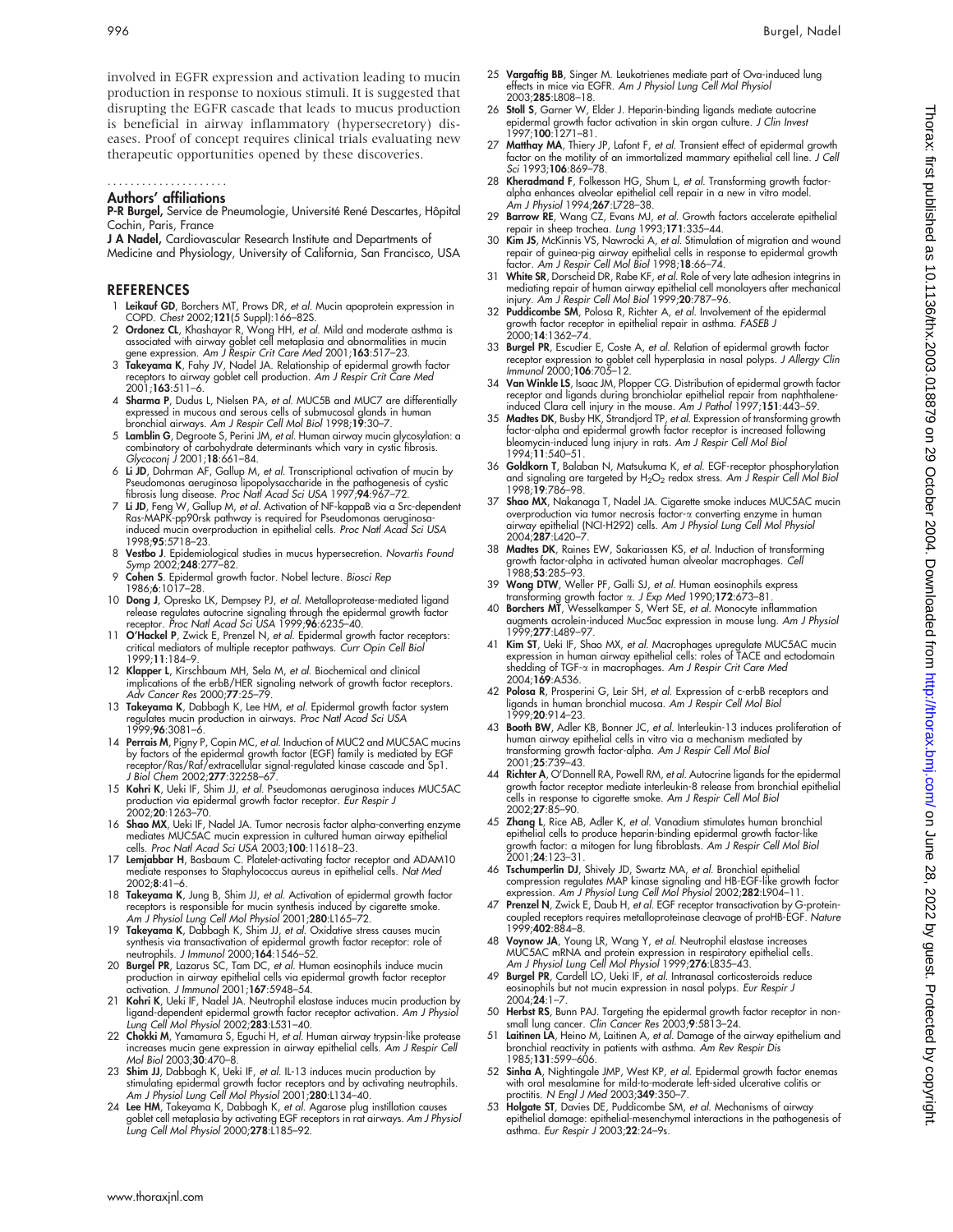involved in EGFR expression and activation leading to mucin production in response to noxious stimuli. It is suggested that disrupting the EGFR cascade that leads to mucus production is beneficial in airway inflammatory (hypersecretory) diseases. Proof of concept requires clinical trials evaluating new therapeutic opportunities opened by these discoveries.

## Authors' affiliations

**P-R Burgel,** Service de Pneumologie, Université René Descartes, Hôpital Cochin, Paris, France

**J A Nadel,** Cardiovascular Research Institute and Departments of Medicine and Physiology, University of California, San Francisco, USA

## REFERENCES

1. **Leikauf GD**, Borchers MT, Prows DR, *et al*. Mucin apoprotein expression in COPD. *Chest* 2002;**121**(5 Suppl):166–82S.
2. **Ordonez CL**, Khashayar R, Wong HH, *et al*. Mild and moderate asthma is associated with airway goblet cell metaplasia and abnormalities in mucin gene expression. *Am J Respir Crit Care Med* 2001;**163**:517–23.
3. **Takeyama K**, Fahy JV, Nadel JA. Relationship of epidermal growth factor receptors to airway goblet cell production. *Am J Respir Crit Care Med* 2001;**163**:511–6.
4. **Sharma P**, Dudus L, Nielsen PA, *et al*. MUC5B and MUC7 are differentially expressed in mucous and serous cells of submucosal glands in human bronchial airways. *Am J Respir Cell Mol Biol* 1998;**19**:30–7.
5. **Lamblin G**, Degroote S, Perini JM, *et al*. Human airway mucin glycosylation: a combinatory of carbohydrate determinants which vary in cystic fibrosis. *Glycoconj J* 2001;**18**:661–84.
6. **Li JD**, Dohrman AF, Gallup M, *et al*. Transcriptional activation of mucin by Pseudomonas aeruginosa lipopolysaccharide in the pathogenesis of cystic fibrosis lung disease. *Proc Natl Acad Sci USA* 1997;**94**:967–72.
7. **Li JD**, Feng W, Gallup M, *et al*. Activation of NF-kappaB via a Src-dependent Ras-MAPK-pp90rsk pathway is required for Pseudomonas aeruginosa-induced mucin overproduction in epithelial cells. *Proc Natl Acad Sci USA* 1998;**95**:5718–23.
8. **Vestbo J**. Epidemiological studies in mucus hypersecretion. *Novartis Found Symp* 2002;**248**:277–82.
9. **Cohen S**. Epidermal growth factor. Nobel lecture. *Biosci Rep* 1986;**6**:1017–28.
10. **Dong J**, Opresko LK, Dempsey PJ, *et al*. Metalloprotease-mediated ligand release regulates autocrine signaling through the epidermal growth factor receptor. *Proc Natl Acad Sci USA* 1999;**96**:6235–40.
11. **O'Hackel P**, Zwick E, Prenzel N, *et al*. Epidermal growth factor receptors: critical mediators of multiple receptor pathways. *Curr Opin Cell Biol* 1999;**11**:184–9.
12. **Klapper L**, Kirschbaum MH, Sela M, *et al*. Biochemical and clinical implications of the erbB/HER signaling network of growth factor receptors. *Adv Cancer Res* 2000;**77**:25–79.
13. **Takeyama K**, Dabbagh K, Lee HM, *et al*. Epidermal growth factor system regulates mucin production in airways. *Proc Natl Acad Sci USA* 1999;**96**:3081–6.
14. **Perrais M**, Pigny P, Copin MC, *et al*. Induction of MUC2 and MUC5AC mucins by factors of the epidermal growth factor (EGF) family is mediated by EGF receptor/Ras/Raf/extracellular signal-regulated kinase cascade and Sp1. *J Biol Chem* 2002;**277**:32258–67.
15. **Kohri K**, Ueki IF, Shim JJ, *et al*. Pseudomonas aeruginosa induces MUC5AC production via epidermal growth factor receptor. *Eur Respir J* 2002;**20**:1263–70.
16. **Shao MX**, Ueki IF, Nadel JA. Tumor necrosis factor alpha-converting enzyme mediates MUC5AC mucin expression in cultured human airway epithelial cells. *Proc Natl Acad Sci USA* 2003;**100**:11618–23.
17. **Lemjabbar H**, Basbaum C. Platelet-activating factor receptor and ADAM10 mediate responses to Staphylococcus aureus in epithelial cells. *Nat Med* 2002;**8**:41–6.
18. **Takeyama K**, Jung B, Shim JJ, *et al*. Activation of epidermal growth factor receptors is responsible for mucin synthesis induced by cigarette smoke. *Am J Physiol Lung Cell Mol Physiol* 2001;**280**:L165–72.
19. **Takeyama K**, Dabbagh K, Shim JJ, *et al*. Oxidative stress causes mucin synthesis via transactivation of epidermal growth factor receptor: role of neutrophils. *J Immunol* 2000;**164**:1546–52.
20. **Burgel PR**, Lazarus SC, Tam DC, *et al*. Human eosinophils induce mucin production in airway epithelial cells via epidermal growth factor receptor activation. *J Immunol* 2001;**167**:5948–54.
21. **Kohri K**, Ueki IF, Nadel JA. Neutrophil elastase induces mucin production by ligand-dependent epidermal growth factor receptor activation. *Am J Physiol Lung Cell Mol Physiol* 2002;**283**:L531–40.
22. **Chokki M**, Yamamura S, Eguchi H, *et al*. Human airway trypsin-like protease increases mucin gene expression in airway epithelial cells. *Am J Respir Cell Mol Biol* 2003;**30**:470–8.
23. **Shim JJ**, Dabbagh K, Ueki IF, *et al*. IL-13 induces mucin production by stimulating epidermal growth factor receptors and by activating neutrophils. *Am J Physiol Lung Cell Mol Physiol* 2001;**280**:L134–40.
24. **Lee HM**, Takeyama K, Dabbagh K, *et al*. Agarose plug instillation causes goblet cell metaplasia by activating EGF receptors in rat airways. *Am J Physiol Lung Cell Mol Physiol* 2000;**278**:L185–92.
25. **Vargaftig BB**, Singer M. Leukotrienes mediate part of Ova-induced lung effects in mice via EGFR. *Am J Physiol Lung Cell Mol Physiol* 2003;**285**:L808–18.
26. **Stoll S**, Garner W, Elder J. Heparin-binding ligands mediate autocrine epidermal growth factor activation in skin organ culture. *J Clin Invest* 1997;**100**:1271–81.
27. **Matthay MA**, Thiery JP, Lafont F, *et al*. Transient effect of epidermal growth factor on the motility of an immortalized mammary epithelial cell line. *J Cell Sci* 1993;**106**:869–78.
28. **Kheradmand F**, Folkesson HG, Shum L, *et al*. Transforming growth factor-alpha enhances alveolar epithelial cell repair in a new in vitro model. *Am J Physiol* 1994;**267**:L728–38.
29. **Barrow RE**, Wang CZ, Evans MJ, *et al*. Growth factors accelerate epithelial repair in sheep trachea. *Lung* 1993;**171**:335–44.
30. **Kim JS**, McKinnis VS, Nawrocki A, *et al*. Stimulation of migration and wound repair of guinea-pig airway epithelial cells in response to epidermal growth factor. *Am J Respir Cell Mol Biol* 1998;**18**:66–74.
31. **White SR**, Dorscheid DR, Rabe KF, *et al*. Role of very late adhesion integrins in mediating repair of human airway epithelial cell monolayers after mechanical injury. *Am J Respir Cell Mol Biol* 1999;**20**:787–96.
32. **Puddicombe SM**, Polosa R, Richter A, *et al*. Involvement of the epidermal growth factor receptor in epithelial repair in asthma. *FASEB J* 2000;**14**:1362–74.
33. **Burgel PR**, Escudier E, Coste A, *et al*. Relation of epidermal growth factor receptor expression to goblet cell hyperplasia in nasal polyps. *J Allergy Clin Immunol* 2000;**106**:705–12.
34. **Van Winkle LS**, Isaac JM, Plopper CG. Distribution of epidermal growth factor receptor and ligands during bronchiolar epithelial repair from naphthalene-induced Clara cell injury in the mouse. *Am J Pathol* 1997;**151**:443–59.
35. **Madtes DK**, Busby HK, Strandjord TP, *et al*. Expression of transforming growth factor-alpha and epidermal growth factor receptor is increased following bleomycin-induced lung injury in rats. *Am J Respir Cell Mol Biol* 1994;**11**:540–51.
36. **Goldkorn T**, Balaban N, Matsukuma K, *et al*. EGF-receptor phosphorylation and signaling are targeted by $H_2O_2$ redox stress. *Am J Respir Cell Mol Biol* 1998;**19**:786–98.
37. **Shao MX**, Nakanaga T, Nadel JA. Cigarette smoke induces MUC5AC mucin overproduction via tumor necrosis factor-α converting enzyme in human airway epithelial (NCI-H292) cells. *Am J Physiol Lung Cell Mol Physiol* 2004;**287**:L420–7.
38. **Madtes DK**, Raines EW, Sakariassen KS, *et al*. Induction of transforming growth factor-alpha in activated human alveolar macrophages. *Cell* 1988;**53**:285–93.
39. **Wong DTW**, Weller PF, Galli SJ, *et al*. Human eosinophils express transforming growth factor α. *J Exp Med* 1990;**172**:673–81.
40. **Borchers MT**, Wesselkamper S, Wert SE, *et al*. Monocyte inflammation augments acrolein-induced Muc5ac expression in mouse lung. *Am J Physiol* 1999;**277**:L489–97.
41. **Kim ST**, Ueki IF, Shao MX, *et al*. Macrophages upregulate MUC5AC mucin expression in human airway epithelial cells: roles of TACE and ectodomain shedding of TGF-α in macrophages. *Am J Respir Crit Care Med* 2004;**169**:A536.
42. **Polosa R**, Prosperini G, Leir SH, *et al*. Expression of c-erbB receptors and ligands in human bronchial mucosa. *Am J Respir Cell Mol Biol* 1999;**20**:914–23.
43. **Booth BW**, Adler KB, Bonner JC, *et al*. Interleukin-13 induces proliferation of human airway epithelial cells in vitro via a mechanism mediated by transforming growth factor-alpha. *Am J Respir Cell Mol Biol* 2001;**25**:739–43.
44. **Richter A**, O'Donnell RA, Powell RM, *et al*. Autocrine ligands for the epidermal growth factor receptor mediate interleukin-8 release from bronchial epithelial cells in response to cigarette smoke. *Am J Respir Cell Mol Biol* 2002;**27**:85–90.
45. **Zhang L**, Rice AB, Adler K, *et al*. Vanadium stimulates human bronchial epithelial cells to produce heparin-binding epidermal growth factor-like growth factor: a mitogen for lung fibroblasts. *Am J Respir Cell Mol Biol* 2001;**24**:123–31.
46. **Tschumperlin DJ**, Shively JD, Swartz MA, *et al*. Bronchial epithelial compression regulates MAP kinase signaling and HB-EGF-like growth factor expression. *Am J Physiol Lung Cell Mol Physiol* 2002;**282**:L904–11.
47. **Prenzel N**, Zwick E, Daub H, *et al*. EGF receptor transactivation by G-protein-coupled receptors requires metalloproteinase cleavage of proHB-EGF. *Nature* 1999;**402**:884–8.
48. **Voynow JA**, Young LR, Wang Y, *et al*. Neutrophil elastase increases MUC5AC mRNA and protein expression in respiratory epithelial cells. *Am J Physiol Lung Cell Mol Physiol* 1999;**276**:L835–43.
49. **Burgel PR**, Cardell LO, Ueki IF, *et al*. Intranasal corticosteroids reduce eosinophils but not mucin expression in nasal polyps. *Eur Respir J* 2004;**24**:1–7.
50. **Herbst RS**, Bunn PAJ. Targeting the epidermal growth factor receptor in non-small lung cancer. *Clin Cancer Res* 2003;**9**:5813–24.
51. **Laitinen LA**, Heino M, Laitinen A, *et al*. Damage of the airway epithelium and bronchial reactivity in patients with asthma. *Am Rev Respir Dis* 1985;**131**:599–606.
52. **Sinha A**, Nightingale JMP, West KP, *et al*. Epidermal growth factor enemas with oral mesalamine for mild-to-moderate left-sided ulcerative colitis or proctitis. *N Engl J Med* 2003;**349**:350–7.
53. **Holgate ST**, Davies DE, Puddicombe SM, *et al*. Mechanisms of airway epithelial damage: epithelial-mesenchymal interactions in the pathogenesis of asthma. *Eur Respir J* 2003;**22**:24–9s.